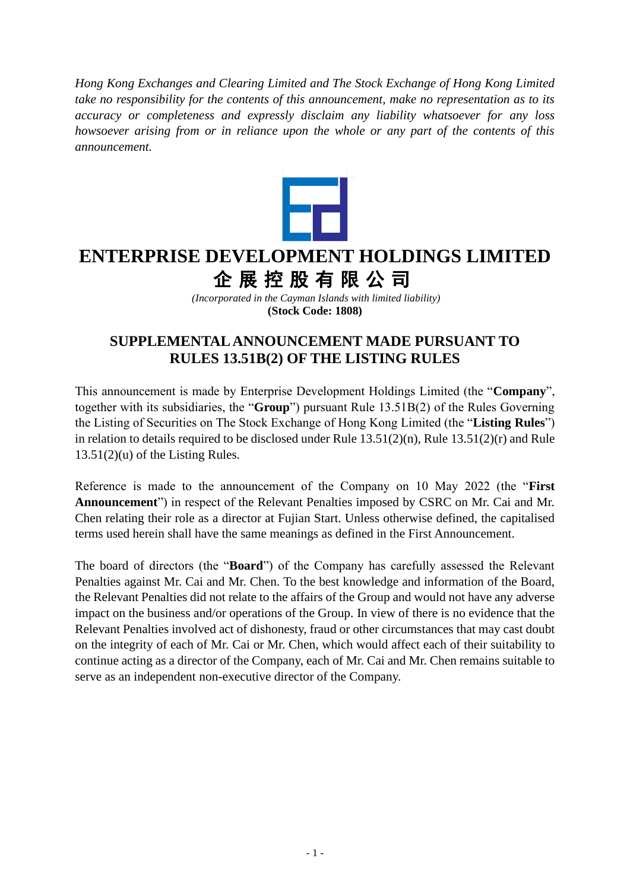*Hong Kong Exchanges and Clearing Limited and The Stock Exchange of Hong Kong Limited take no responsibility for the contents of this announcement, make no representation as to its accuracy or completeness and expressly disclaim any liability whatsoever for any loss howsoever arising from or in reliance upon the whole or any part of the contents of this announcement.*

# ENTERPRISE DEVELOPMENT HOLDINGS LIMITED

# 企展控股有限公司

*(Incorporated in the Cayman Islands with limited liability)*

**(Stock Code: 1808)**

## SUPPLEMENTAL ANNOUNCEMENT MADE PURSUANT TO RULES 13.51B(2) OF THE LISTING RULES

This announcement is made by Enterprise Development Holdings Limited (the "**Company**", together with its subsidiaries, the "**Group**") pursuant Rule 13.51B(2) of the Rules Governing the Listing of Securities on The Stock Exchange of Hong Kong Limited (the "**Listing Rules**") in relation to details required to be disclosed under Rule 13.51(2)(n), Rule 13.51(2)(r) and Rule 13.51(2)(u) of the Listing Rules.

Reference is made to the announcement of the Company on 10 May 2022 (the "**First Announcement**") in respect of the Relevant Penalties imposed by CSRC on Mr. Cai and Mr. Chen relating their role as a director at Fujian Start. Unless otherwise defined, the capitalised terms used herein shall have the same meanings as defined in the First Announcement.

The board of directors (the "**Board**") of the Company has carefully assessed the Relevant Penalties against Mr. Cai and Mr. Chen. To the best knowledge and information of the Board, the Relevant Penalties did not relate to the affairs of the Group and would not have any adverse impact on the business and/or operations of the Group. In view of there is no evidence that the Relevant Penalties involved act of dishonesty, fraud or other circumstances that may cast doubt on the integrity of each of Mr. Cai or Mr. Chen, which would affect each of their suitability to continue acting as a director of the Company, each of Mr. Cai and Mr. Chen remains suitable to serve as an independent non-executive director of the Company.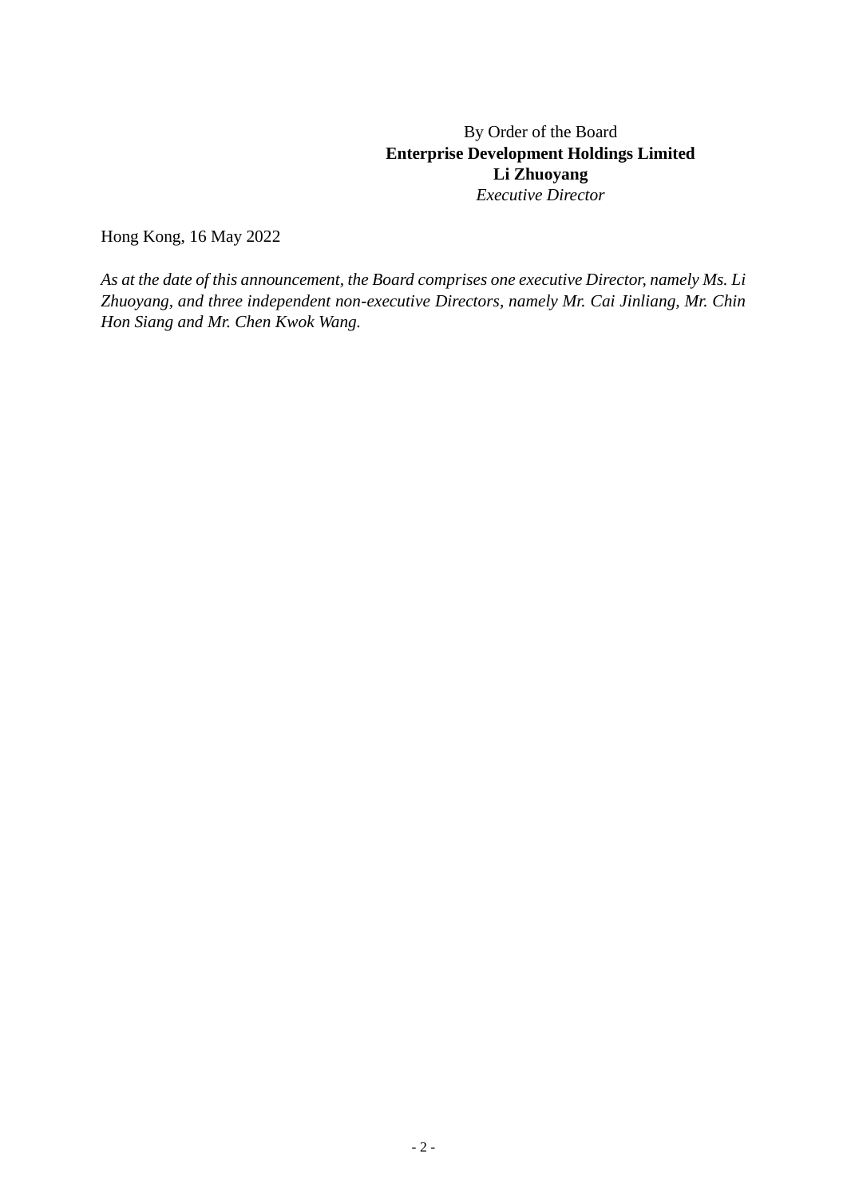By Order of the Board
**Enterprise Development Holdings Limited**
**Li Zhuoyang**
*Executive Director*

Hong Kong, 16 May 2022

*As at the date of this announcement, the Board comprises one executive Director, namely Ms. Li Zhuoyang, and three independent non-executive Directors, namely Mr. Cai Jinliang, Mr. Chin Hon Siang and Mr. Chen Kwok Wang.*